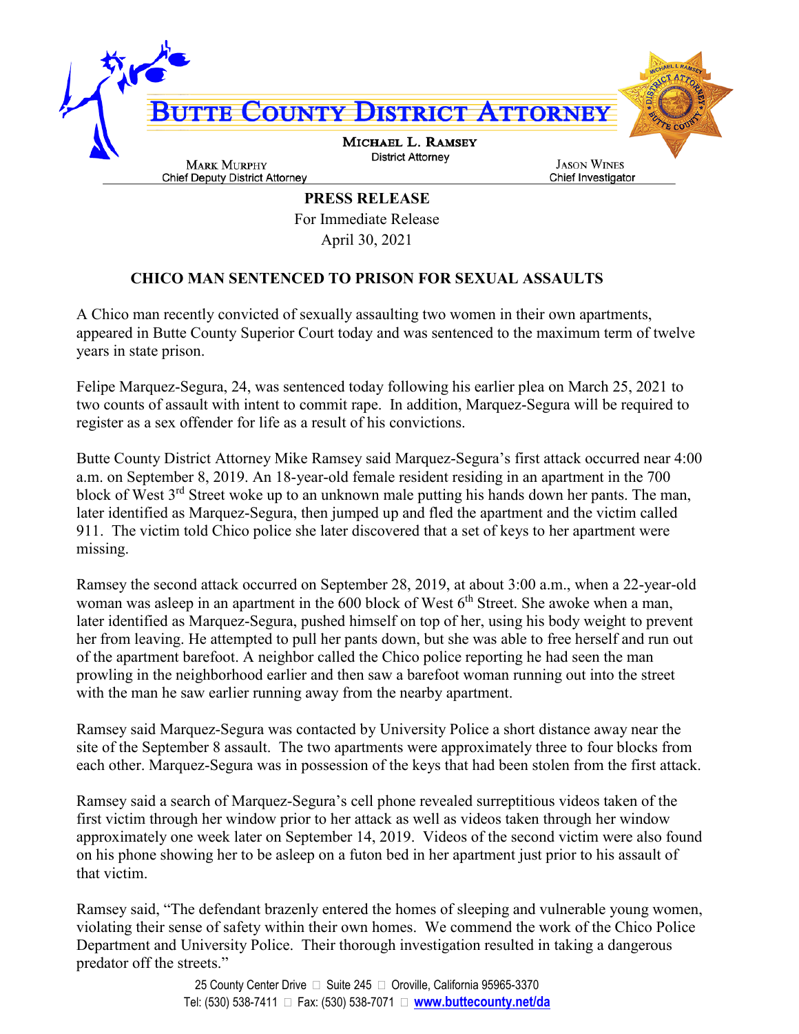# BUTTE COUNTY DISTRICT ATTORNEY

**MICHAEL L. RAMSEY**
District Attorney

MARK MURPHY
Chief Deputy District Attorney

JASON WINES
Chief Investigator

**PRESS RELEASE**

For Immediate Release

April 30, 2021

## CHICO MAN SENTENCED TO PRISON FOR SEXUAL ASSAULTS

A Chico man recently convicted of sexually assaulting two women in their own apartments, appeared in Butte County Superior Court today and was sentenced to the maximum term of twelve years in state prison.

Felipe Marquez-Segura, 24, was sentenced today following his earlier plea on March 25, 2021 to two counts of assault with intent to commit rape. In addition, Marquez-Segura will be required to register as a sex offender for life as a result of his convictions.

Butte County District Attorney Mike Ramsey said Marquez-Segura's first attack occurred near 4:00 a.m. on September 8, 2019. An 18-year-old female resident residing in an apartment in the 700 block of West 3rd Street woke up to an unknown male putting his hands down her pants. The man, later identified as Marquez-Segura, then jumped up and fled the apartment and the victim called 911. The victim told Chico police she later discovered that a set of keys to her apartment were missing.

Ramsey the second attack occurred on September 28, 2019, at about 3:00 a.m., when a 22-year-old woman was asleep in an apartment in the 600 block of West 6th Street. She awoke when a man, later identified as Marquez-Segura, pushed himself on top of her, using his body weight to prevent her from leaving. He attempted to pull her pants down, but she was able to free herself and run out of the apartment barefoot. A neighbor called the Chico police reporting he had seen the man prowling in the neighborhood earlier and then saw a barefoot woman running out into the street with the man he saw earlier running away from the nearby apartment.

Ramsey said Marquez-Segura was contacted by University Police a short distance away near the site of the September 8 assault. The two apartments were approximately three to four blocks from each other. Marquez-Segura was in possession of the keys that had been stolen from the first attack.

Ramsey said a search of Marquez-Segura's cell phone revealed surreptitious videos taken of the first victim through her window prior to her attack as well as videos taken through her window approximately one week later on September 14, 2019. Videos of the second victim were also found on his phone showing her to be asleep on a futon bed in her apartment just prior to his assault of that victim.

Ramsey said, "The defendant brazenly entered the homes of sleeping and vulnerable young women, violating their sense of safety within their own homes. We commend the work of the Chico Police Department and University Police. Their thorough investigation resulted in taking a dangerous predator off the streets."

25 County Center Drive · Suite 245 · Oroville, California 95965-3370
Tel: (530) 538-7411 · Fax: (530) 538-7071 · **www.buttecounty.net/da**